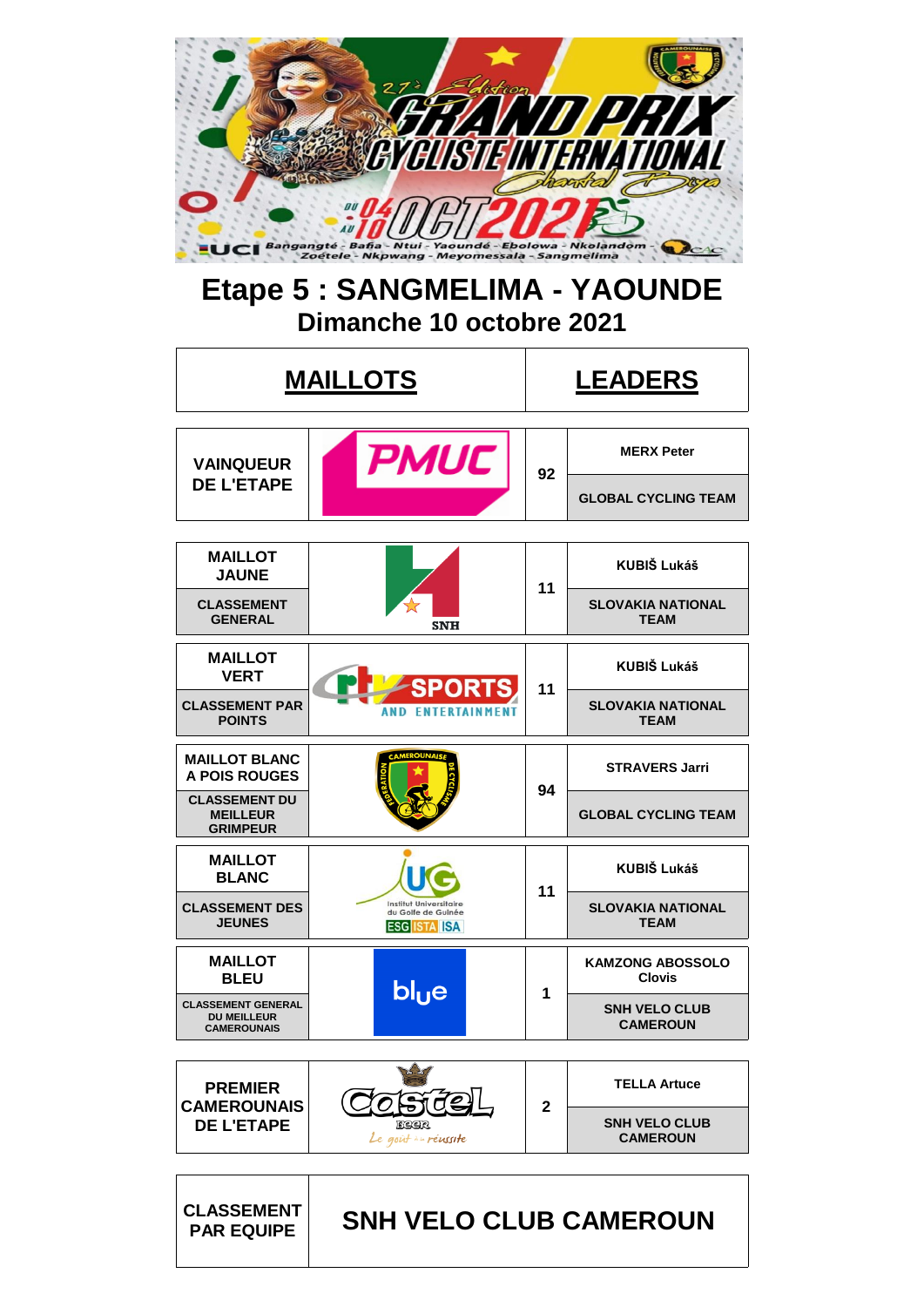# Etape 5 : SANGMELIMA - YAOUNDE

## Dimanche 10 octobre 2021

| MAILLOTS | | LEADERS | |
|---|---|---|---|
| VAINQUEUR DE L'ETAPE | PMUC | 92 | MERX Peter / GLOBAL CYCLING TEAM |
| MAILLOT JAUNE – CLASSEMENT GENERAL | SNH | 11 | KUBIŠ Lukáš / SLOVAKIA NATIONAL TEAM |
| MAILLOT VERT – CLASSEMENT PAR POINTS | CRTV SPORTS AND ENTERTAINMENT | 11 | KUBIŠ Lukáš / SLOVAKIA NATIONAL TEAM |
| MAILLOT BLANC A POIS ROUGES – CLASSEMENT DU MEILLEUR GRIMPEUR | FEDERATION CAMEROUNAISE DE CYCLISME | 94 | STRAVERS Jarri / GLOBAL CYCLING TEAM |
| MAILLOT BLANC – CLASSEMENT DES JEUNES | UG Institut Universitaire du Golfe de Guinée ESG ISTA ISA | 11 | KUBIŠ Lukáš / SLOVAKIA NATIONAL TEAM |
| MAILLOT BLEU – CLASSEMENT GENERAL DU MEILLEUR CAMEROUNAIS | blue | 1 | KAMZONG ABOSSOLO Clovis / SNH VELO CLUB CAMEROUN |
| PREMIER CAMEROUNAIS DE L'ETAPE | Castel Beer – Le goût de la réussite | 2 | TELLA Artuce / SNH VELO CLUB CAMEROUN |

| CLASSEMENT PAR EQUIPE | SNH VELO CLUB CAMEROUN |
|---|---|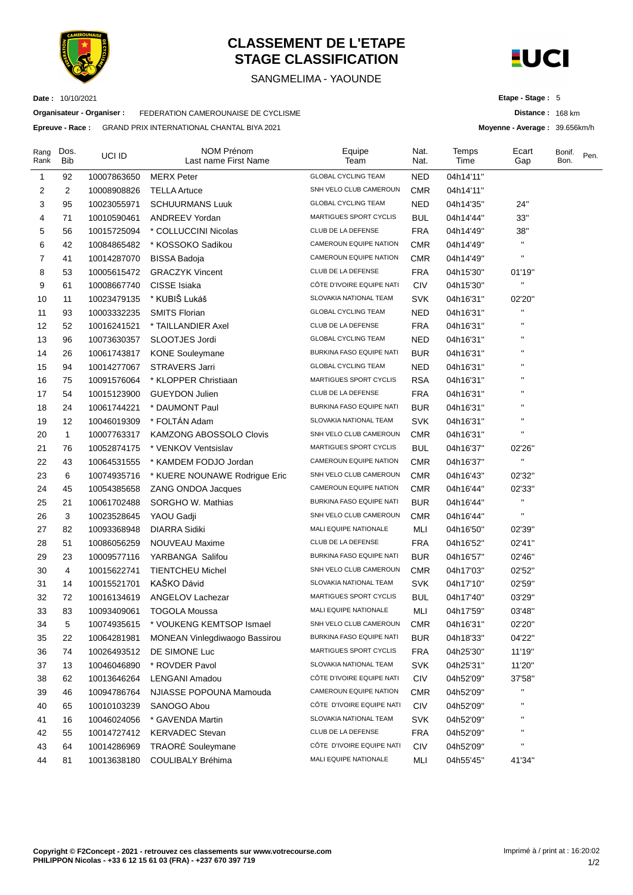# CLASSEMENT DE L'ETAPE
# STAGE CLASSIFICATION

SANGMELIMA - YAOUNDE

**Date :** 10/10/2021

**Organisateur - Organiser :** FEDERATION CAMEROUNAISE DE CYCLISME

**Epreuve - Race :** GRAND PRIX INTERNATIONAL CHANTAL BIYA 2021

**Etape - Stage :** 5

**Distance :** 168 km

**Moyenne - Average :** 39.656km/h

| Rang Rank | Dos. Bib | UCI ID | NOM Prénom Last name First Name | Equipe Team | Nat. Nat. | Temps Time | Ecart Gap | Bonif. Bon. | Pen. |
|---|---|---|---|---|---|---|---|---|---|
| 1 | 92 | 10007863650 | MERX Peter | GLOBAL CYCLING TEAM | NED | 04h14'11'' | | | |
| 2 | 2 | 10008908826 | TELLA Artuce | SNH VELO CLUB CAMEROUN | CMR | 04h14'11'' | | | |
| 3 | 95 | 10023055971 | SCHUURMANS Luuk | GLOBAL CYCLING TEAM | NED | 04h14'35'' | 24'' | | |
| 4 | 71 | 10010590461 | ANDREEV Yordan | MARTIGUES SPORT CYCLIS | BUL | 04h14'44'' | 33'' | | |
| 5 | 56 | 10015725094 | * COLLUCCINI Nicolas | CLUB DE LA DEFENSE | FRA | 04h14'49'' | 38'' | | |
| 6 | 42 | 10084865482 | * KOSSOKO Sadikou | CAMEROUN EQUIPE NATION | CMR | 04h14'49'' | '' | | |
| 7 | 41 | 10014287070 | BISSA Badoja | CAMEROUN EQUIPE NATION | CMR | 04h14'49'' | '' | | |
| 8 | 53 | 10005615472 | GRACZYK Vincent | CLUB DE LA DEFENSE | FRA | 04h15'30'' | 01'19'' | | |
| 9 | 61 | 10008667740 | CISSE Isiaka | CÔTE D'IVOIRE EQUIPE NATI | CIV | 04h15'30'' | '' | | |
| 10 | 11 | 10023479135 | * KUBIŠ Lukáš | SLOVAKIA NATIONAL TEAM | SVK | 04h16'31'' | 02'20'' | | |
| 11 | 93 | 10003332235 | SMITS Florian | GLOBAL CYCLING TEAM | NED | 04h16'31'' | '' | | |
| 12 | 52 | 10016241521 | * TAILLANDIER Axel | CLUB DE LA DEFENSE | FRA | 04h16'31'' | '' | | |
| 13 | 96 | 10073630357 | SLOOTJES Jordi | GLOBAL CYCLING TEAM | NED | 04h16'31'' | '' | | |
| 14 | 26 | 10061743817 | KONE Souleymane | BURKINA FASO EQUIPE NATI | BUR | 04h16'31'' | '' | | |
| 15 | 94 | 10014277067 | STRAVERS Jarri | GLOBAL CYCLING TEAM | NED | 04h16'31'' | '' | | |
| 16 | 75 | 10091576064 | * KLOPPER Christiaan | MARTIGUES SPORT CYCLIS | RSA | 04h16'31'' | '' | | |
| 17 | 54 | 10015123900 | GUEYDON Julien | CLUB DE LA DEFENSE | FRA | 04h16'31'' | '' | | |
| 18 | 24 | 10061744221 | * DAUMONT Paul | BURKINA FASO EQUIPE NATI | BUR | 04h16'31'' | '' | | |
| 19 | 12 | 10046019309 | * FOLTÁN Adam | SLOVAKIA NATIONAL TEAM | SVK | 04h16'31'' | '' | | |
| 20 | 1 | 10007763317 | KAMZONG ABOSSOLO Clovis | SNH VELO CLUB CAMEROUN | CMR | 04h16'31'' | '' | | |
| 21 | 76 | 10052874175 | * VENKOV Ventsislav | MARTIGUES SPORT CYCLIS | BUL | 04h16'37'' | 02'26'' | | |
| 22 | 43 | 10064531555 | * KAMDEM FODJO Jordan | CAMEROUN EQUIPE NATION | CMR | 04h16'37'' | '' | | |
| 23 | 6 | 10074935716 | * KUERE NOUNAWE Rodrigue Eric | SNH VELO CLUB CAMEROUN | CMR | 04h16'43'' | 02'32'' | | |
| 24 | 45 | 10054385658 | ZANG ONDOA Jacques | CAMEROUN EQUIPE NATION | CMR | 04h16'44'' | 02'33'' | | |
| 25 | 21 | 10061702488 | SORGHO W. Mathias | BURKINA FASO EQUIPE NATI | BUR | 04h16'44'' | '' | | |
| 26 | 3 | 10023528645 | YAOU Gadji | SNH VELO CLUB CAMEROUN | CMR | 04h16'44'' | '' | | |
| 27 | 82 | 10093368948 | DIARRA Sidiki | MALI EQUIPE NATIONALE | MLI | 04h16'50'' | 02'39'' | | |
| 28 | 51 | 10086056259 | NOUVEAU Maxime | CLUB DE LA DEFENSE | FRA | 04h16'52'' | 02'41'' | | |
| 29 | 23 | 10009577116 | YARBANGA Salifou | BURKINA FASO EQUIPE NATI | BUR | 04h16'57'' | 02'46'' | | |
| 30 | 4 | 10015622741 | TIENTCHEU Michel | SNH VELO CLUB CAMEROUN | CMR | 04h17'03'' | 02'52'' | | |
| 31 | 14 | 10015521701 | KAŠKO Dávid | SLOVAKIA NATIONAL TEAM | SVK | 04h17'10'' | 02'59'' | | |
| 32 | 72 | 10016134619 | ANGELOV Lachezar | MARTIGUES SPORT CYCLIS | BUL | 04h17'40'' | 03'29'' | | |
| 33 | 83 | 10093409061 | TOGOLA Moussa | MALI EQUIPE NATIONALE | MLI | 04h17'59'' | 03'48'' | | |
| 34 | 5 | 10074935615 | * VOUKENG KEMTSOP Ismael | SNH VELO CLUB CAMEROUN | CMR | 04h16'31'' | 02'20'' | | |
| 35 | 22 | 10064281981 | MONEAN Vinlegdiwaogo Bassirou | BURKINA FASO EQUIPE NATI | BUR | 04h18'33'' | 04'22'' | | |
| 36 | 74 | 10026493512 | DE SIMONE Luc | MARTIGUES SPORT CYCLIS | FRA | 04h25'30'' | 11'19'' | | |
| 37 | 13 | 10046046890 | * ROVDER Pavol | SLOVAKIA NATIONAL TEAM | SVK | 04h25'31'' | 11'20'' | | |
| 38 | 62 | 10013646264 | LENGANI Amadou | CÔTE D'IVOIRE EQUIPE NATI | CIV | 04h52'09'' | 37'58'' | | |
| 39 | 46 | 10094786764 | NJIASSE POPOUNA Mamouda | CAMEROUN EQUIPE NATION | CMR | 04h52'09'' | '' | | |
| 40 | 65 | 10010103239 | SANOGO Abou | CÔTE D'IVOIRE EQUIPE NATI | CIV | 04h52'09'' | '' | | |
| 41 | 16 | 10046024056 | * GAVENDA Martin | SLOVAKIA NATIONAL TEAM | SVK | 04h52'09'' | '' | | |
| 42 | 55 | 10014727412 | KERVADEC Stevan | CLUB DE LA DEFENSE | FRA | 04h52'09'' | '' | | |
| 43 | 64 | 10014286969 | TRAORÉ Souleymane | CÔTE D'IVOIRE EQUIPE NATI | CIV | 04h52'09'' | '' | | |
| 44 | 81 | 10013638180 | COULIBALY Bréhima | MALI EQUIPE NATIONALE | MLI | 04h55'45'' | 41'34'' | | |

**Copyright © F2Concept - 2021 - retrouvez ces classements sur www.votrecourse.com**
**PHILIPPON Nicolas - +33 6 12 15 61 03 (FRA) - +237 670 397 719**

Imprimé à / print at : 16:20:02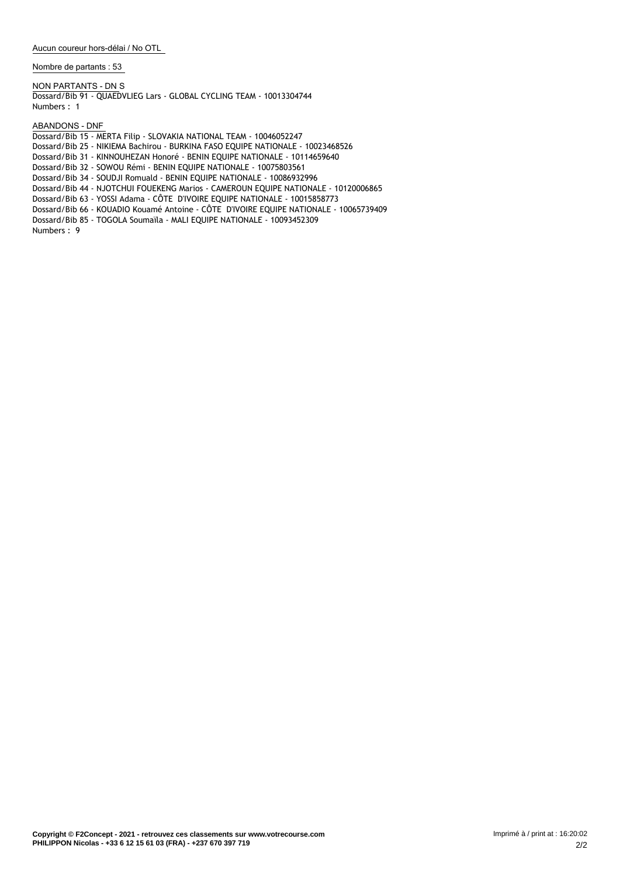Aucun coureur hors-délai / No OTL

Nombre de partants : 53

NON PARTANTS - DN S

Dossard/Bib 91 - QUAEDVLIEG Lars - GLOBAL CYCLING TEAM - 10013304744

Numbers : 1

ABANDONS - DNF

Dossard/Bib 15 - MERTA Filip - SLOVAKIA NATIONAL TEAM - 10046052247

Dossard/Bib 25 - NIKIEMA Bachirou - BURKINA FASO EQUIPE NATIONALE - 10023468526

Dossard/Bib 31 - KINNOUHEZAN Honoré - BENIN EQUIPE NATIONALE - 10114659640

Dossard/Bib 32 - SOWOU Rémi - BENIN EQUIPE NATIONALE - 10075803561

Dossard/Bib 34 - SOUDJI Romuald - BENIN EQUIPE NATIONALE - 10086932996

Dossard/Bib 44 - NJOTCHUI FOUEKENG Marios - CAMEROUN EQUIPE NATIONALE - 10120006865

Dossard/Bib 63 - YOSSI Adama - CÔTE D'IVOIRE EQUIPE NATIONALE - 10015858773

Dossard/Bib 66 - KOUADIO Kouamé Antoine - CÔTE D'IVOIRE EQUIPE NATIONALE - 10065739409

Dossard/Bib 85 - TOGOLA Soumaïla - MALI EQUIPE NATIONALE - 10093452309

Numbers : 9

**Copyright © F2Concept - 2021 - retrouvez ces classements sur www.votrecourse.com**
**PHILIPPON Nicolas - +33 6 12 15 61 03 (FRA) - +237 670 397 719**

Imprimé à / print at : 16:20:02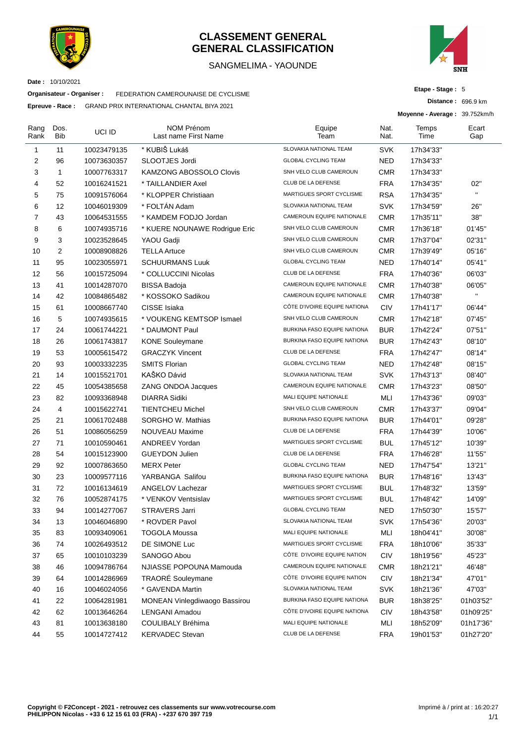# CLASSEMENT GENERAL
# GENERAL CLASSIFICATION

SANGMELIMA - YAOUNDE

**Date :** 10/10/2021

**Organisateur - Organiser :** FEDERATION CAMEROUNAISE DE CYCLISME

**Epreuve - Race :** GRAND PRIX INTERNATIONAL CHANTAL BIYA 2021

**Etape - Stage :** 5

**Distance :** 696.9 km

**Moyenne - Average :** 39.752km/h

| Rang Rank | Dos. Bib | UCI ID | NOM Prénom Last name First Name | Equipe Team | Nat. Nat. | Temps Time | Ecart Gap |
|---|---|---|---|---|---|---|---|
| 1 | 11 | 10023479135 | * KUBIŠ Lukáš | SLOVAKIA NATIONAL TEAM | SVK | 17h34'33'' | |
| 2 | 96 | 10073630357 | SLOOTJES Jordi | GLOBAL CYCLING TEAM | NED | 17h34'33'' | |
| 3 | 1 | 10007763317 | KAMZONG ABOSSOLO Clovis | SNH VELO CLUB CAMEROUN | CMR | 17h34'33'' | |
| 4 | 52 | 10016241521 | * TAILLANDIER Axel | CLUB DE LA DEFENSE | FRA | 17h34'35'' | 02'' |
| 5 | 75 | 10091576064 | * KLOPPER Christiaan | MARTIGUES SPORT CYCLISME | RSA | 17h34'35'' | '' |
| 6 | 12 | 10046019309 | * FOLTÁN Adam | SLOVAKIA NATIONAL TEAM | SVK | 17h34'59'' | 26'' |
| 7 | 43 | 10064531555 | * KAMDEM FODJO Jordan | CAMEROUN EQUIPE NATIONALE | CMR | 17h35'11'' | 38'' |
| 8 | 6 | 10074935716 | * KUERE NOUNAWE Rodrigue Eric | SNH VELO CLUB CAMEROUN | CMR | 17h36'18'' | 01'45'' |
| 9 | 3 | 10023528645 | YAOU Gadji | SNH VELO CLUB CAMEROUN | CMR | 17h37'04'' | 02'31'' |
| 10 | 2 | 10008908826 | TELLA Artuce | SNH VELO CLUB CAMEROUN | CMR | 17h39'49'' | 05'16'' |
| 11 | 95 | 10023055971 | SCHUURMANS Luuk | GLOBAL CYCLING TEAM | NED | 17h40'14'' | 05'41'' |
| 12 | 56 | 10015725094 | * COLLUCCINI Nicolas | CLUB DE LA DEFENSE | FRA | 17h40'36'' | 06'03'' |
| 13 | 41 | 10014287070 | BISSA Badoja | CAMEROUN EQUIPE NATIONALE | CMR | 17h40'38'' | 06'05'' |
| 14 | 42 | 10084865482 | * KOSSOKO Sadikou | CAMEROUN EQUIPE NATIONALE | CMR | 17h40'38'' | '' |
| 15 | 61 | 10008667740 | CISSE Isiaka | CÔTE D'IVOIRE EQUIPE NATIONA | CIV | 17h41'17'' | 06'44'' |
| 16 | 5 | 10074935615 | * VOUKENG KEMTSOP Ismael | SNH VELO CLUB CAMEROUN | CMR | 17h42'18'' | 07'45'' |
| 17 | 24 | 10061744221 | * DAUMONT Paul | BURKINA FASO EQUIPE NATIONA | BUR | 17h42'24'' | 07'51'' |
| 18 | 26 | 10061743817 | KONE Souleymane | BURKINA FASO EQUIPE NATIONA | BUR | 17h42'43'' | 08'10'' |
| 19 | 53 | 10005615472 | GRACZYK Vincent | CLUB DE LA DEFENSE | FRA | 17h42'47'' | 08'14'' |
| 20 | 93 | 10003332235 | SMITS Florian | GLOBAL CYCLING TEAM | NED | 17h42'48'' | 08'15'' |
| 21 | 14 | 10015521701 | KAŠKO Dávid | SLOVAKIA NATIONAL TEAM | SVK | 17h43'13'' | 08'40'' |
| 22 | 45 | 10054385658 | ZANG ONDOA Jacques | CAMEROUN EQUIPE NATIONALE | CMR | 17h43'23'' | 08'50'' |
| 23 | 82 | 10093368948 | DIARRA Sidiki | MALI EQUIPE NATIONALE | MLI | 17h43'36'' | 09'03'' |
| 24 | 4 | 10015622741 | TIENTCHEU Michel | SNH VELO CLUB CAMEROUN | CMR | 17h43'37'' | 09'04'' |
| 25 | 21 | 10061702488 | SORGHO W. Mathias | BURKINA FASO EQUIPE NATIONA | BUR | 17h44'01'' | 09'28'' |
| 26 | 51 | 10086056259 | NOUVEAU Maxime | CLUB DE LA DEFENSE | FRA | 17h44'39'' | 10'06'' |
| 27 | 71 | 10010590461 | ANDREEV Yordan | MARTIGUES SPORT CYCLISME | BUL | 17h45'12'' | 10'39'' |
| 28 | 54 | 10015123900 | GUEYDON Julien | CLUB DE LA DEFENSE | FRA | 17h46'28'' | 11'55'' |
| 29 | 92 | 10007863650 | MERX Peter | GLOBAL CYCLING TEAM | NED | 17h47'54'' | 13'21'' |
| 30 | 23 | 10009577116 | YARBANGA Salifou | BURKINA FASO EQUIPE NATIONA | BUR | 17h48'16'' | 13'43'' |
| 31 | 72 | 10016134619 | ANGELOV Lachezar | MARTIGUES SPORT CYCLISME | BUL | 17h48'32'' | 13'59'' |
| 32 | 76 | 10052874175 | * VENKOV Ventsislav | MARTIGUES SPORT CYCLISME | BUL | 17h48'42'' | 14'09'' |
| 33 | 94 | 10014277067 | STRAVERS Jarri | GLOBAL CYCLING TEAM | NED | 17h50'30'' | 15'57'' |
| 34 | 13 | 10046046890 | * ROVDER Pavol | SLOVAKIA NATIONAL TEAM | SVK | 17h54'36'' | 20'03'' |
| 35 | 83 | 10093409061 | TOGOLA Moussa | MALI EQUIPE NATIONALE | MLI | 18h04'41'' | 30'08'' |
| 36 | 74 | 10026493512 | DE SIMONE Luc | MARTIGUES SPORT CYCLISME | FRA | 18h10'06'' | 35'33'' |
| 37 | 65 | 10010103239 | SANOGO Abou | CÔTE D'IVOIRE EQUIPE NATION | CIV | 18h19'56'' | 45'23'' |
| 38 | 46 | 10094786764 | NJIASSE POPOUNA Mamouda | CAMEROUN EQUIPE NATIONALE | CMR | 18h21'21'' | 46'48'' |
| 39 | 64 | 10014286969 | TRAORÉ Souleymane | CÔTE D'IVOIRE EQUIPE NATION | CIV | 18h21'34'' | 47'01'' |
| 40 | 16 | 10046024056 | * GAVENDA Martin | SLOVAKIA NATIONAL TEAM | SVK | 18h21'36'' | 47'03'' |
| 41 | 22 | 10064281981 | MONEAN Vinlegdiwaogo Bassirou | BURKINA FASO EQUIPE NATIONA | BUR | 18h38'25'' | 01h03'52'' |
| 42 | 62 | 10013646264 | LENGANI Amadou | CÔTE D'IVOIRE EQUIPE NATIONA | CIV | 18h43'58'' | 01h09'25'' |
| 43 | 81 | 10013638180 | COULIBALY Bréhima | MALI EQUIPE NATIONALE | MLI | 18h52'09'' | 01h17'36'' |
| 44 | 55 | 10014727412 | KERVADEC Stevan | CLUB DE LA DEFENSE | FRA | 19h01'53'' | 01h27'20'' |

**Copyright © F2Concept - 2021 - retrouvez ces classements sur www.votrecourse.com**
**PHILIPPON Nicolas - +33 6 12 15 61 03 (FRA) - +237 670 397 719**

Imprimé à / print at : 16:20:27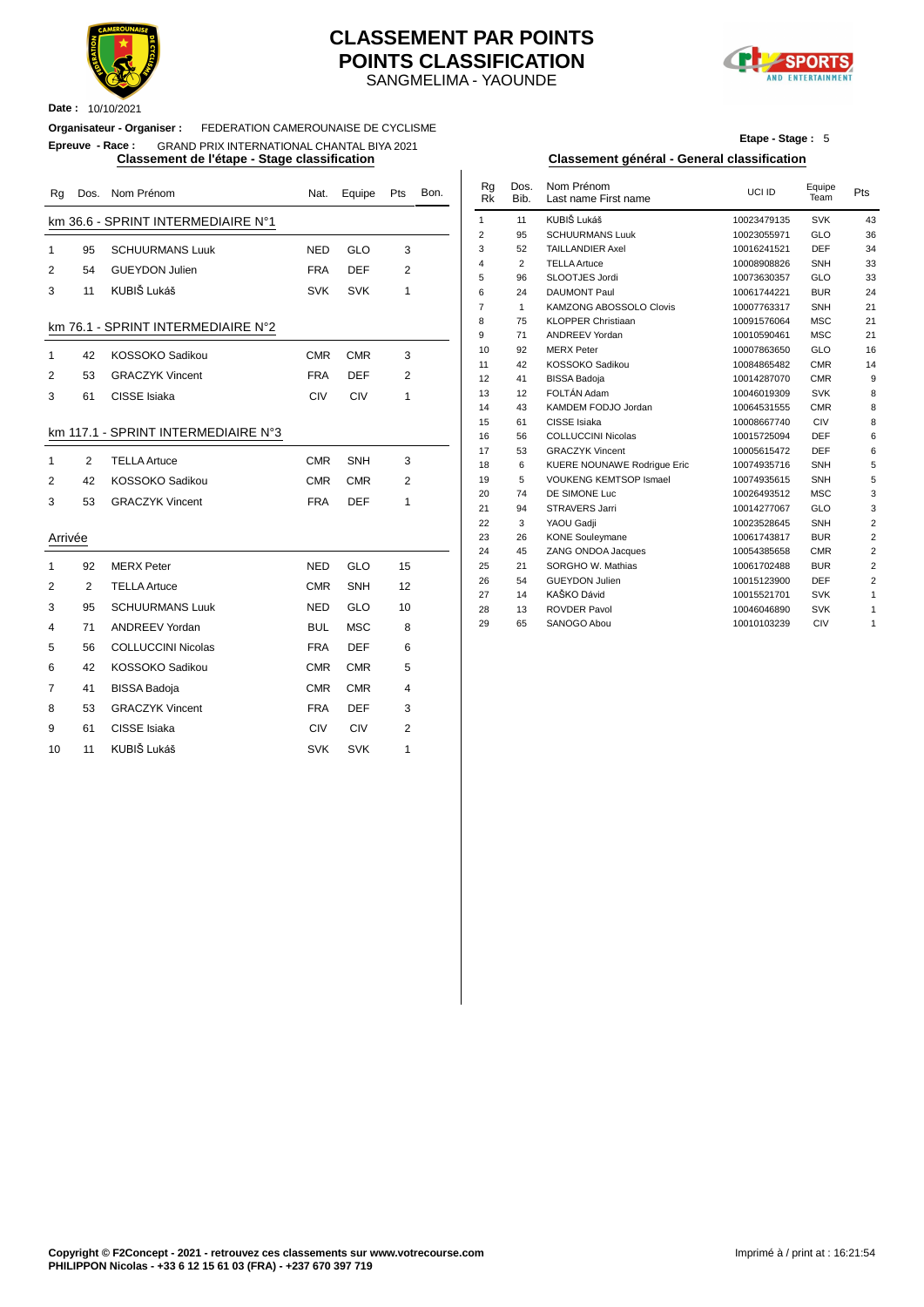# CLASSEMENT PAR POINTS
# POINTS CLASSIFICATION
SANGMELIMA - YAOUNDE

**Date :** 10/10/2021

**Organisateur - Organiser :** FEDERATION CAMEROUNAISE DE CYCLISME

**Epreuve - Race :** GRAND PRIX INTERNATIONAL CHANTAL BIYA 2021

**Etape - Stage :** 5

## Classement de l'étape - Stage classification

### km 36.6 - SPRINT INTERMEDIAIRE N°1

| Rg | Dos. | Nom Prénom | Nat. | Equipe | Pts | Bon. |
|---|---|---|---|---|---|---|
| 1 | 95 | SCHUURMANS Luuk | NED | GLO | 3 | |
| 2 | 54 | GUEYDON Julien | FRA | DEF | 2 | |
| 3 | 11 | KUBIŠ Lukáš | SVK | SVK | 1 | |

### km 76.1 - SPRINT INTERMEDIAIRE N°2

| Rg | Dos. | Nom Prénom | Nat. | Equipe | Pts | Bon. |
|---|---|---|---|---|---|---|
| 1 | 42 | KOSSOKO Sadikou | CMR | CMR | 3 | |
| 2 | 53 | GRACZYK Vincent | FRA | DEF | 2 | |
| 3 | 61 | CISSE Isiaka | CIV | CIV | 1 | |

### km 117.1 - SPRINT INTERMEDIAIRE N°3

| Rg | Dos. | Nom Prénom | Nat. | Equipe | Pts | Bon. |
|---|---|---|---|---|---|---|
| 1 | 2 | TELLA Artuce | CMR | SNH | 3 | |
| 2 | 42 | KOSSOKO Sadikou | CMR | CMR | 2 | |
| 3 | 53 | GRACZYK Vincent | FRA | DEF | 1 | |

### Arrivée

| Rg | Dos. | Nom Prénom | Nat. | Equipe | Pts | Bon. |
|---|---|---|---|---|---|---|
| 1 | 92 | MERX Peter | NED | GLO | 15 | |
| 2 | 2 | TELLA Artuce | CMR | SNH | 12 | |
| 3 | 95 | SCHUURMANS Luuk | NED | GLO | 10 | |
| 4 | 71 | ANDREEV Yordan | BUL | MSC | 8 | |
| 5 | 56 | COLLUCCINI Nicolas | FRA | DEF | 6 | |
| 6 | 42 | KOSSOKO Sadikou | CMR | CMR | 5 | |
| 7 | 41 | BISSA Badoja | CMR | CMR | 4 | |
| 8 | 53 | GRACZYK Vincent | FRA | DEF | 3 | |
| 9 | 61 | CISSE Isiaka | CIV | CIV | 2 | |
| 10 | 11 | KUBIŠ Lukáš | SVK | SVK | 1 | |

## Classement général - General classification

| Rg Rk | Dos. Bib. | Nom Prénom Last name First name | UCI ID | Equipe Team | Pts |
|---|---|---|---|---|---|
| 1 | 11 | KUBIŠ Lukáš | 10023479135 | SVK | 43 |
| 2 | 95 | SCHUURMANS Luuk | 10023055971 | GLO | 36 |
| 3 | 52 | TAILLANDIER Axel | 10016241521 | DEF | 34 |
| 4 | 2 | TELLA Artuce | 10008908826 | SNH | 33 |
| 5 | 96 | SLOOTJES Jordi | 10073630357 | GLO | 33 |
| 6 | 24 | DAUMONT Paul | 10061744221 | BUR | 24 |
| 7 | 1 | KAMZONG ABOSSOLO Clovis | 10007763317 | SNH | 21 |
| 8 | 75 | KLOPPER Christiaan | 10091576064 | MSC | 21 |
| 9 | 71 | ANDREEV Yordan | 10010590461 | MSC | 21 |
| 10 | 92 | MERX Peter | 10007863650 | GLO | 16 |
| 11 | 42 | KOSSOKO Sadikou | 10084865482 | CMR | 14 |
| 12 | 41 | BISSA Badoja | 10014287070 | CMR | 9 |
| 13 | 12 | FOLTÁN Adam | 10046019309 | SVK | 8 |
| 14 | 43 | KAMDEM FODJO Jordan | 10064531555 | CMR | 8 |
| 15 | 61 | CISSE Isiaka | 10008667740 | CIV | 8 |
| 16 | 56 | COLLUCCINI Nicolas | 10015725094 | DEF | 6 |
| 17 | 53 | GRACZYK Vincent | 10005615472 | DEF | 6 |
| 18 | 6 | KUERE NOUNAWE Rodrigue Eric | 10074935716 | SNH | 5 |
| 19 | 5 | VOUKENG KEMTSOP Ismael | 10074935615 | SNH | 5 |
| 20 | 74 | DE SIMONE Luc | 10026493512 | MSC | 3 |
| 21 | 94 | STRAVERS Jarri | 10014277067 | GLO | 3 |
| 22 | 3 | YAOU Gadji | 10023528645 | SNH | 2 |
| 23 | 26 | KONE Souleymane | 10061743817 | BUR | 2 |
| 24 | 45 | ZANG ONDOA Jacques | 10054385658 | CMR | 2 |
| 25 | 21 | SORGHO W. Mathias | 10061702488 | BUR | 2 |
| 26 | 54 | GUEYDON Julien | 10015123900 | DEF | 2 |
| 27 | 14 | KAŠKO Dávid | 10015521701 | SVK | 1 |
| 28 | 13 | ROVDER Pavol | 10046046890 | SVK | 1 |
| 29 | 65 | SANOGO Abou | 10010103239 | CIV | 1 |

**Copyright © F2Concept - 2021 - retrouvez ces classements sur www.votrecourse.com**
**PHILIPPON Nicolas - +33 6 12 15 61 03 (FRA) - +237 670 397 719**

Imprimé à / print at : 16:21:54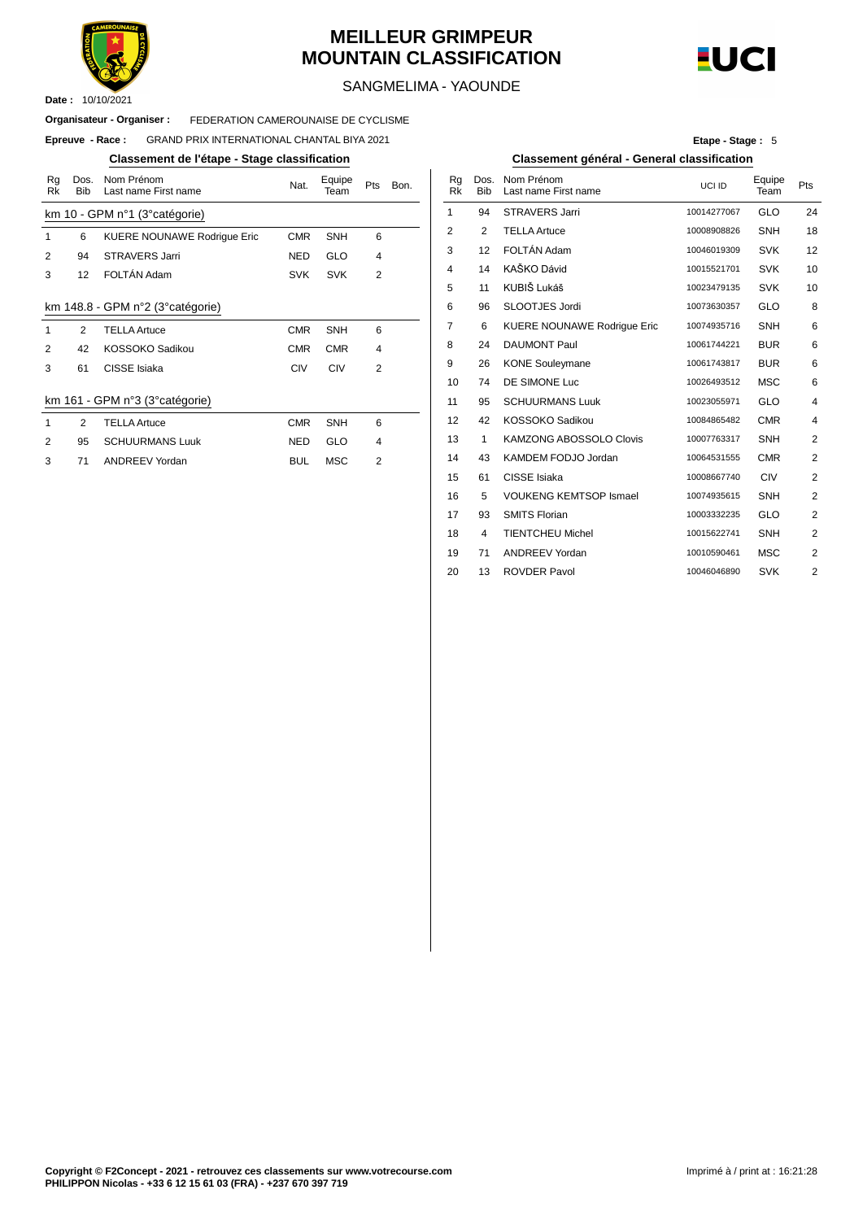# MEILLEUR GRIMPEUR
# MOUNTAIN CLASSIFICATION

SANGMELIMA - YAOUNDE

**Date :** 10/10/2021

**Organisateur - Organiser :** FEDERATION CAMEROUNAISE DE CYCLISME

**Epreuve - Race :** GRAND PRIX INTERNATIONAL CHANTAL BIYA 2021

**Etape - Stage :** 5

## Classement de l'étape - Stage classification

| Rg Rk | Dos. Bib | Nom Prénom Last name First name | Nat. | Equipe Team | Pts | Bon. |
|---|---|---|---|---|---|---|
| **km 10 - GPM n°1 (3°catégorie)** | | | | | | |
| 1 | 6 | KUERE NOUNAWE Rodrigue Eric | CMR | SNH | 6 | |
| 2 | 94 | STRAVERS Jarri | NED | GLO | 4 | |
| 3 | 12 | FOLTÁN Adam | SVK | SVK | 2 | |
| **km 148.8 - GPM n°2 (3°catégorie)** | | | | | | |
| 1 | 2 | TELLA Artuce | CMR | SNH | 6 | |
| 2 | 42 | KOSSOKO Sadikou | CMR | CMR | 4 | |
| 3 | 61 | CISSE Isiaka | CIV | CIV | 2 | |
| **km 161 - GPM n°3 (3°catégorie)** | | | | | | |
| 1 | 2 | TELLA Artuce | CMR | SNH | 6 | |
| 2 | 95 | SCHUURMANS Luuk | NED | GLO | 4 | |
| 3 | 71 | ANDREEV Yordan | BUL | MSC | 2 | |

## Classement général - General classification

| Rg Rk | Dos. Bib | Nom Prénom Last name First name | UCI ID | Equipe Team | Pts |
|---|---|---|---|---|---|
| 1 | 94 | STRAVERS Jarri | 10014277067 | GLO | 24 |
| 2 | 2 | TELLA Artuce | 10008908826 | SNH | 18 |
| 3 | 12 | FOLTÁN Adam | 10046019309 | SVK | 12 |
| 4 | 14 | KAŠKO Dávid | 10015521701 | SVK | 10 |
| 5 | 11 | KUBIŠ Lukáš | 10023479135 | SVK | 10 |
| 6 | 96 | SLOOTJES Jordi | 10073630357 | GLO | 8 |
| 7 | 6 | KUERE NOUNAWE Rodrigue Eric | 10074935716 | SNH | 6 |
| 8 | 24 | DAUMONT Paul | 10061744221 | BUR | 6 |
| 9 | 26 | KONE Souleymane | 10061743817 | BUR | 6 |
| 10 | 74 | DE SIMONE Luc | 10026493512 | MSC | 6 |
| 11 | 95 | SCHUURMANS Luuk | 10023055971 | GLO | 4 |
| 12 | 42 | KOSSOKO Sadikou | 10084865482 | CMR | 4 |
| 13 | 1 | KAMZONG ABOSSOLO Clovis | 10007763317 | SNH | 2 |
| 14 | 43 | KAMDEM FODJO Jordan | 10064531555 | CMR | 2 |
| 15 | 61 | CISSE Isiaka | 10008667740 | CIV | 2 |
| 16 | 5 | VOUKENG KEMTSOP Ismael | 10074935615 | SNH | 2 |
| 17 | 93 | SMITS Florian | 10003332235 | GLO | 2 |
| 18 | 4 | TIENTCHEU Michel | 10015622741 | SNH | 2 |
| 19 | 71 | ANDREEV Yordan | 10010590461 | MSC | 2 |
| 20 | 13 | ROVDER Pavol | 10046046890 | SVK | 2 |

**Copyright © F2Concept - 2021 - retrouvez ces classements sur www.votrecourse.com**
**PHILIPPON Nicolas - +33 6 12 15 61 03 (FRA) - +237 670 397 719**

Imprimé à / print at : 16:21:28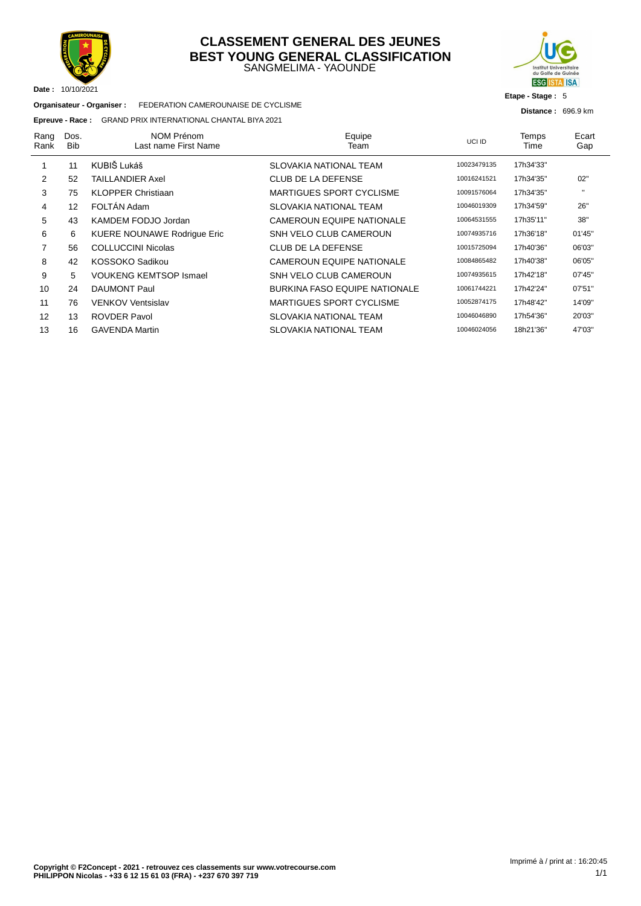# CLASSEMENT GENERAL DES JEUNES
# BEST YOUNG GENERAL CLASSIFICATION

SANGMELIMA - YAOUNDE

**Date :** 10/10/2021

**Organisateur - Organiser :** FEDERATION CAMEROUNAISE DE CYCLISME

**Epreuve - Race :** GRAND PRIX INTERNATIONAL CHANTAL BIYA 2021

**Etape - Stage :** 5

**Distance :** 696.9 km

| Rang Rank | Dos. Bib | NOM Prénom Last name First Name | Equipe Team | UCI ID | Temps Time | Ecart Gap |
|---|---|---|---|---|---|---|
| 1 | 11 | KUBIŠ Lukáš | SLOVAKIA NATIONAL TEAM | 10023479135 | 17h34'33" | |
| 2 | 52 | TAILLANDIER Axel | CLUB DE LA DEFENSE | 10016241521 | 17h34'35" | 02" |
| 3 | 75 | KLOPPER Christiaan | MARTIGUES SPORT CYCLISME | 10091576064 | 17h34'35" | " |
| 4 | 12 | FOLTÁN Adam | SLOVAKIA NATIONAL TEAM | 10046019309 | 17h34'59" | 26" |
| 5 | 43 | KAMDEM FODJO Jordan | CAMEROUN EQUIPE NATIONALE | 10064531555 | 17h35'11" | 38" |
| 6 | 6 | KUERE NOUNAWE Rodrigue Eric | SNH VELO CLUB CAMEROUN | 10074935716 | 17h36'18" | 01'45" |
| 7 | 56 | COLLUCCINI Nicolas | CLUB DE LA DEFENSE | 10015725094 | 17h40'36" | 06'03" |
| 8 | 42 | KOSSOKO Sadikou | CAMEROUN EQUIPE NATIONALE | 10084865482 | 17h40'38" | 06'05" |
| 9 | 5 | VOUKENG KEMTSOP Ismael | SNH VELO CLUB CAMEROUN | 10074935615 | 17h42'18" | 07'45" |
| 10 | 24 | DAUMONT Paul | BURKINA FASO EQUIPE NATIONALE | 10061744221 | 17h42'24" | 07'51" |
| 11 | 76 | VENKOV Ventsislav | MARTIGUES SPORT CYCLISME | 10052874175 | 17h48'42" | 14'09" |
| 12 | 13 | ROVDER Pavol | SLOVAKIA NATIONAL TEAM | 10046046890 | 17h54'36" | 20'03" |
| 13 | 16 | GAVENDA Martin | SLOVAKIA NATIONAL TEAM | 10046024056 | 18h21'36" | 47'03" |

**Copyright © F2Concept - 2021 - retrouvez ces classements sur www.votrecourse.com**
**PHILIPPON Nicolas - +33 6 12 15 61 03 (FRA) - +237 670 397 719**

Imprimé à / print at : 16:20:45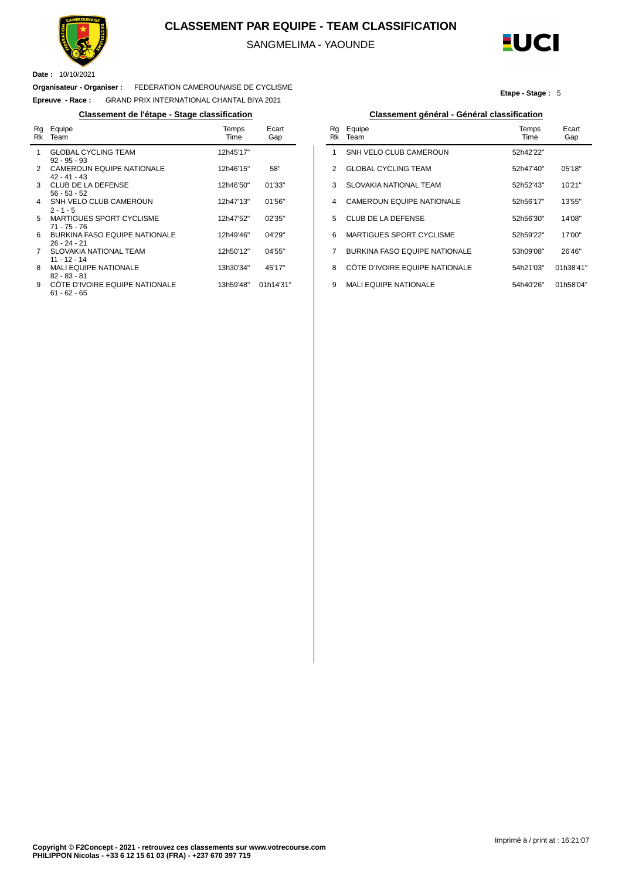# CLASSEMENT PAR EQUIPE - TEAM CLASSIFICATION

SANGMELIMA - YAOUNDE

**Date :** 10/10/2021

**Organisateur - Organiser :** FEDERATION CAMEROUNAISE DE CYCLISME

**Epreuve - Race :** GRAND PRIX INTERNATIONAL CHANTAL BIYA 2021

**Etape - Stage :** 5

## Classement de l'étape - Stage classification

| Rg Rk | Equipe Team | Temps Time | Ecart Gap |
|---|---|---|---|
| 1 | GLOBAL CYCLING TEAM<br>92 - 95 - 93 | 12h45'17'' | |
| 2 | CAMEROUN EQUIPE NATIONALE<br>42 - 41 - 43 | 12h46'15'' | 58'' |
| 3 | CLUB DE LA DEFENSE<br>56 - 53 - 52 | 12h46'50'' | 01'33'' |
| 4 | SNH VELO CLUB CAMEROUN<br>2 - 1 - 5 | 12h47'13'' | 01'56'' |
| 5 | MARTIGUES SPORT CYCLISME<br>71 - 75 - 76 | 12h47'52'' | 02'35'' |
| 6 | BURKINA FASO EQUIPE NATIONALE<br>26 - 24 - 21 | 12h49'46'' | 04'29'' |
| 7 | SLOVAKIA NATIONAL TEAM<br>11 - 12 - 14 | 12h50'12'' | 04'55'' |
| 8 | MALI EQUIPE NATIONALE<br>82 - 83 - 81 | 13h30'34'' | 45'17'' |
| 9 | CÔTE D'IVOIRE EQUIPE NATIONALE<br>61 - 62 - 65 | 13h59'48'' | 01h14'31'' |

## Classement général - Général classification

| Rg Rk | Equipe Team | Temps Time | Ecart Gap |
|---|---|---|---|
| 1 | SNH VELO CLUB CAMEROUN | 52h42'22'' | |
| 2 | GLOBAL CYCLING TEAM | 52h47'40'' | 05'18'' |
| 3 | SLOVAKIA NATIONAL TEAM | 52h52'43'' | 10'21'' |
| 4 | CAMEROUN EQUIPE NATIONALE | 52h56'17'' | 13'55'' |
| 5 | CLUB DE LA DEFENSE | 52h56'30'' | 14'08'' |
| 6 | MARTIGUES SPORT CYCLISME | 52h59'22'' | 17'00'' |
| 7 | BURKINA FASO EQUIPE NATIONALE | 53h09'08'' | 26'46'' |
| 8 | CÔTE D'IVOIRE EQUIPE NATIONALE | 54h21'03'' | 01h38'41'' |
| 9 | MALI EQUIPE NATIONALE | 54h40'26'' | 01h58'04'' |

**Copyright © F2Concept - 2021 - retrouvez ces classements sur www.votrecourse.com**
**PHILIPPON Nicolas - +33 6 12 15 61 03 (FRA) - +237 670 397 719**

Imprimé à / print at : 16:21:07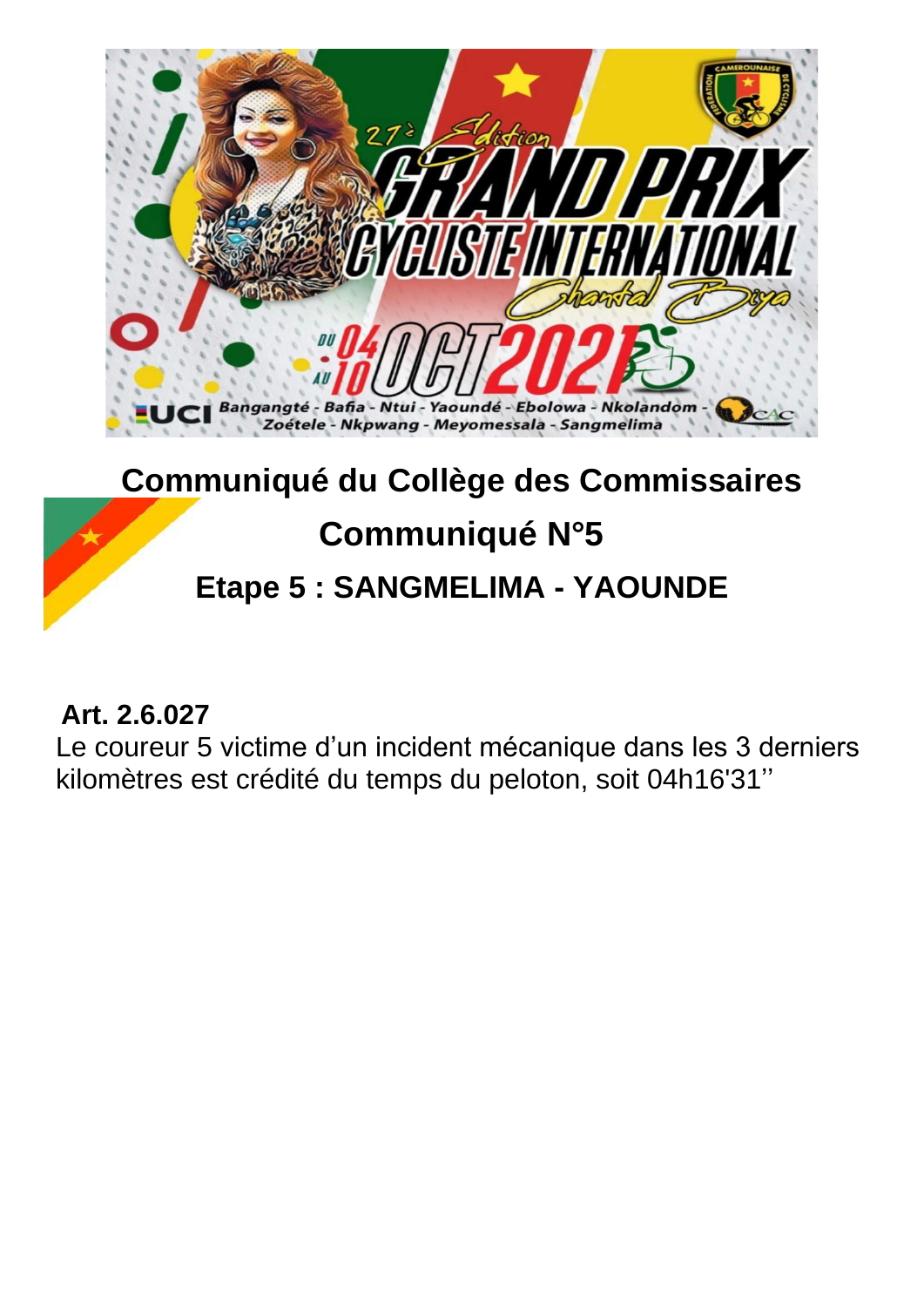# Communiqué du Collège des Commissaires

## Communiqué N°5

### Etape 5 : SANGMELIMA - YAOUNDE

**Art. 2.6.027**

Le coureur 5 victime d'un incident mécanique dans les 3 derniers kilomètres est crédité du temps du peloton, soit 04h16'31''